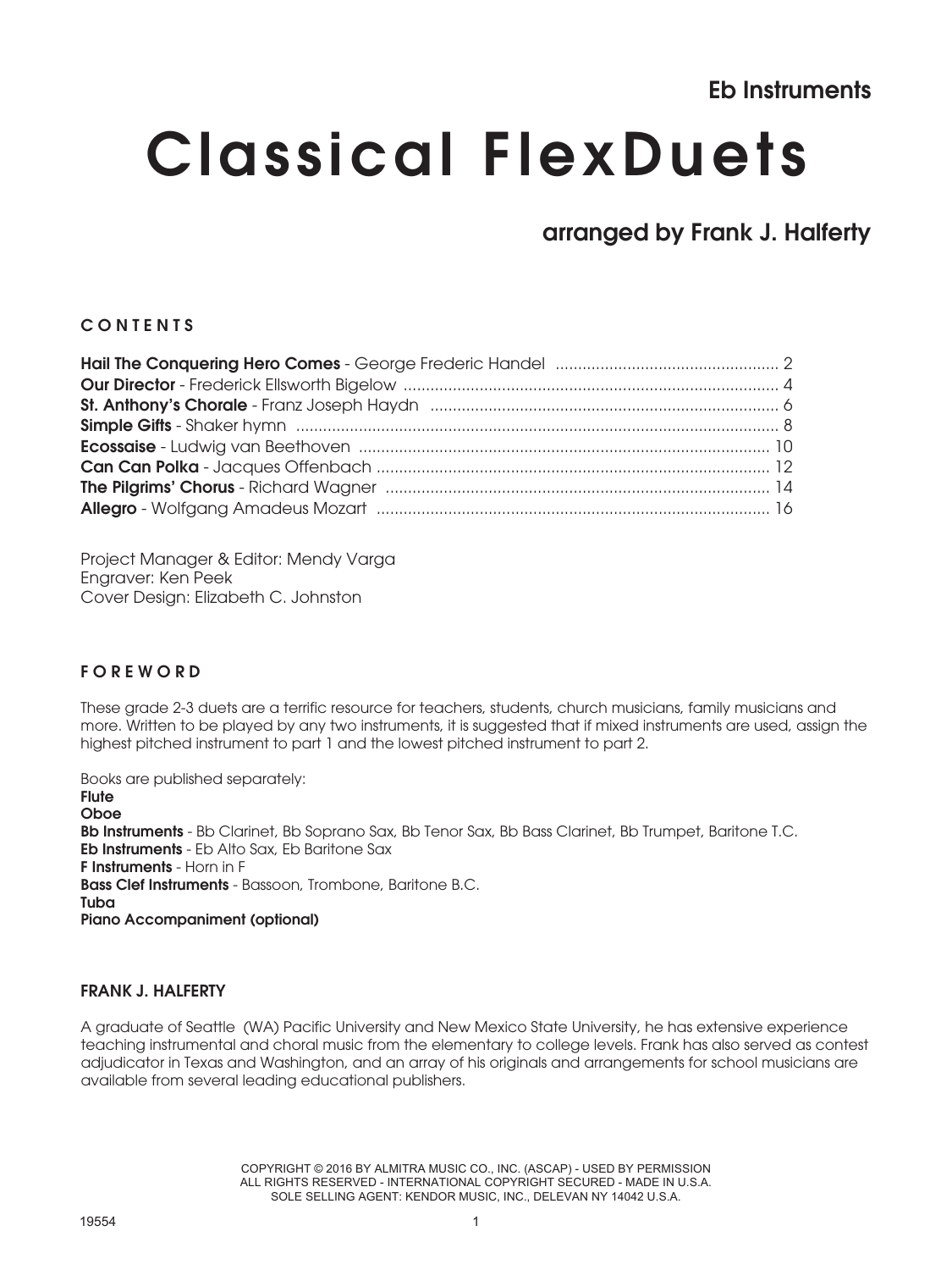**Eb Instruments**

# Classical FlexDuets

## arranged by Frank J. Halferty

### CONTENTS

| Title | Page |
|---|---|
| **Hail The Conquering Hero Comes** - George Frederic Handel | 2 |
| **Our Director** - Frederick Ellsworth Bigelow | 4 |
| **St. Anthony's Chorale** - Franz Joseph Haydn | 6 |
| **Simple Gifts** - Shaker hymn | 8 |
| **Ecossaise** - Ludwig van Beethoven | 10 |
| **Can Can Polka** - Jacques Offenbach | 12 |
| **The Pilgrims' Chorus** - Richard Wagner | 14 |
| **Allegro** - Wolfgang Amadeus Mozart | 16 |

Project Manager & Editor: Mendy Varga
Engraver: Ken Peek
Cover Design: Elizabeth C. Johnston

### FOREWORD

These grade 2-3 duets are a terrific resource for teachers, students, church musicians, family musicians and more. Written to be played by any two instruments, it is suggested that if mixed instruments are used, assign the highest pitched instrument to part 1 and the lowest pitched instrument to part 2.

Books are published separately:
**Flute**
**Oboe**
**Bb Instruments** - Bb Clarinet, Bb Soprano Sax, Bb Tenor Sax, Bb Bass Clarinet, Bb Trumpet, Baritone T.C.
**Eb Instruments** - Eb Alto Sax, Eb Baritone Sax
**F Instruments** - Horn in F
**Bass Clef Instruments** - Bassoon, Trombone, Baritone B.C.
**Tuba**
**Piano Accompaniment (optional)**

### FRANK J. HALFERTY

A graduate of Seattle (WA) Pacific University and New Mexico State University, he has extensive experience teaching instrumental and choral music from the elementary to college levels. Frank has also served as contest adjudicator in Texas and Washington, and an array of his originals and arrangements for school musicians are available from several leading educational publishers.

COPYRIGHT © 2016 BY ALMITRA MUSIC CO., INC. (ASCAP) - USED BY PERMISSION
ALL RIGHTS RESERVED - INTERNATIONAL COPYRIGHT SECURED - MADE IN U.S.A.
SOLE SELLING AGENT: KENDOR MUSIC, INC., DELEVAN NY 14042 U.S.A.

19554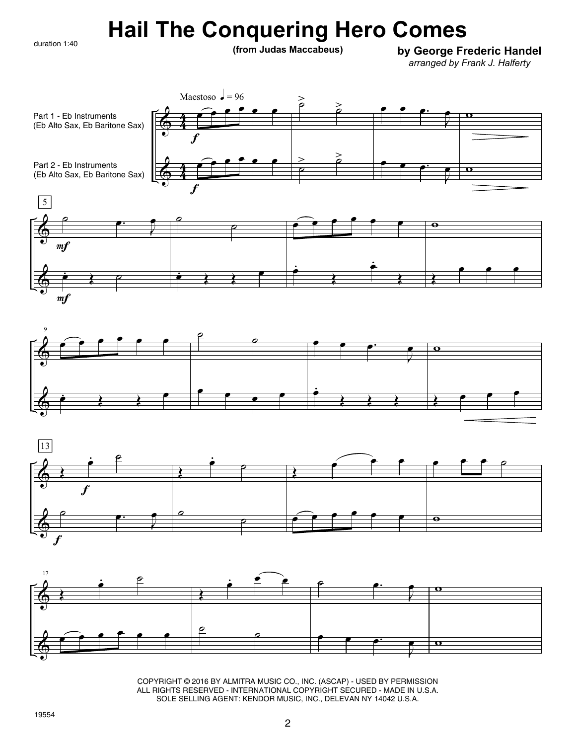# Hail The Conquering Hero Comes

duration 1:40

**(from Judas Maccabeus)**

**by George Frederic Handel**

*arranged by Frank J. Halferty*

Maestoso ♩ = 96

Part 1 - Eb Instruments (Eb Alto Sax, Eb Baritone Sax)

Part 2 - Eb Instruments (Eb Alto Sax, Eb Baritone Sax)

COPYRIGHT © 2016 BY ALMITRA MUSIC CO., INC. (ASCAP) - USED BY PERMISSION
ALL RIGHTS RESERVED - INTERNATIONAL COPYRIGHT SECURED - MADE IN U.S.A.
SOLE SELLING AGENT: KENDOR MUSIC, INC., DELEVAN NY 14042 U.S.A.

19554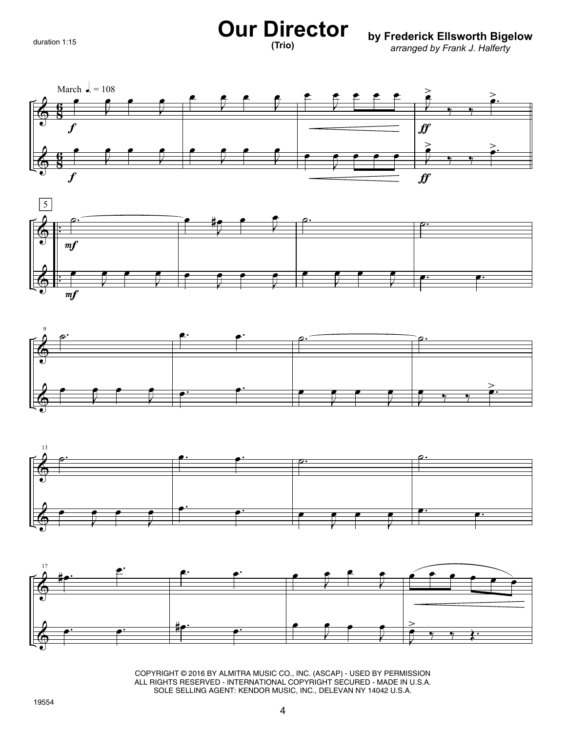duration 1:15

# Our Director

**(Trio)**

**by Frederick Ellsworth Bigelow**

*arranged by Frank J. Halferty*

COPYRIGHT © 2016 BY ALMITRA MUSIC CO., INC. (ASCAP) - USED BY PERMISSION
ALL RIGHTS RESERVED - INTERNATIONAL COPYRIGHT SECURED - MADE IN U.S.A.
SOLE SELLING AGENT: KENDOR MUSIC, INC., DELEVAN NY 14042 U.S.A.

19554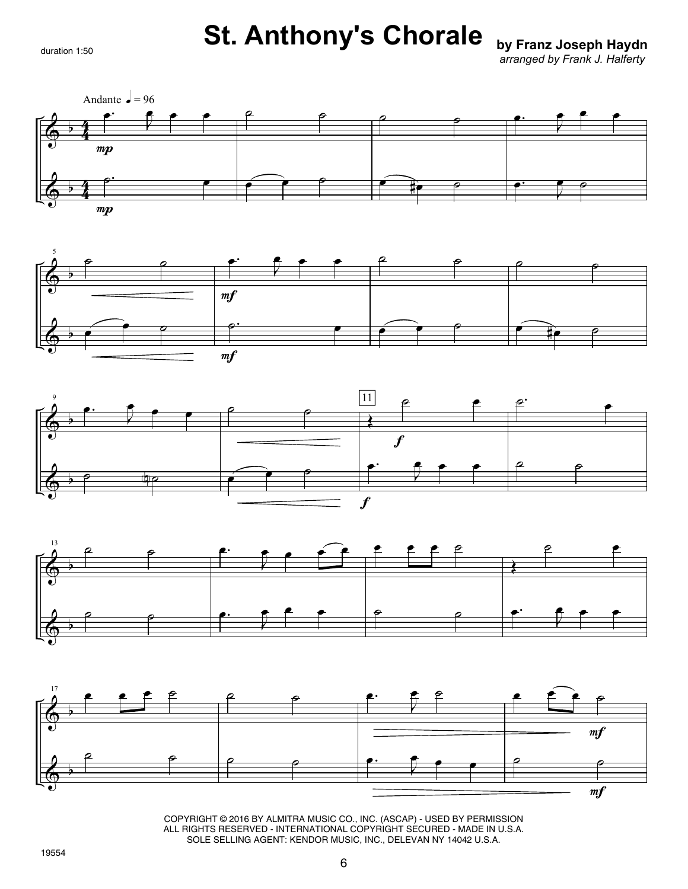duration 1:50

# St. Anthony's Chorale

**by Franz Joseph Haydn**

*arranged by Frank J. Halferty*

COPYRIGHT © 2016 BY ALMITRA MUSIC CO., INC. (ASCAP) - USED BY PERMISSION
ALL RIGHTS RESERVED - INTERNATIONAL COPYRIGHT SECURED - MADE IN U.S.A.
SOLE SELLING AGENT: KENDOR MUSIC, INC., DELEVAN NY 14042 U.S.A.

19554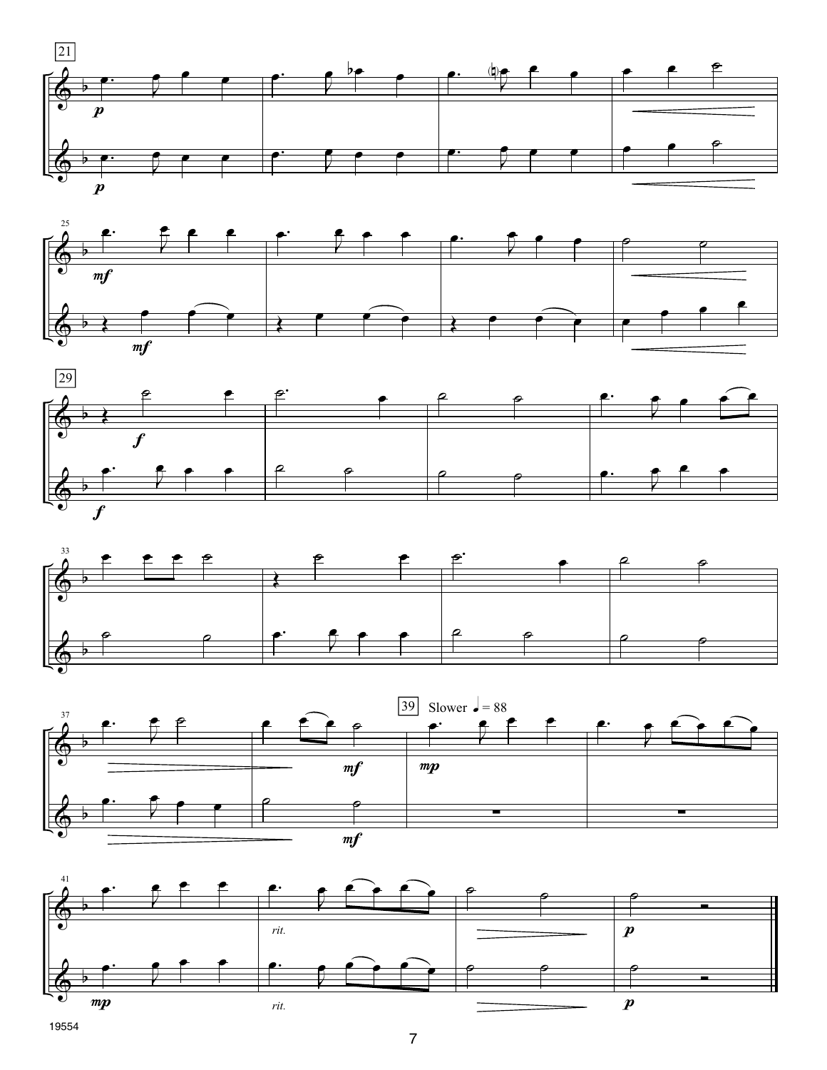21

*p*

*p*

25

*mf*

*mf*

29

*f*

*f*

33

37

39 Slower ♩ = 88

*mf*

*mf*

*mp*

41

*mp*

*rit.*

*rit.*

*p*

*p*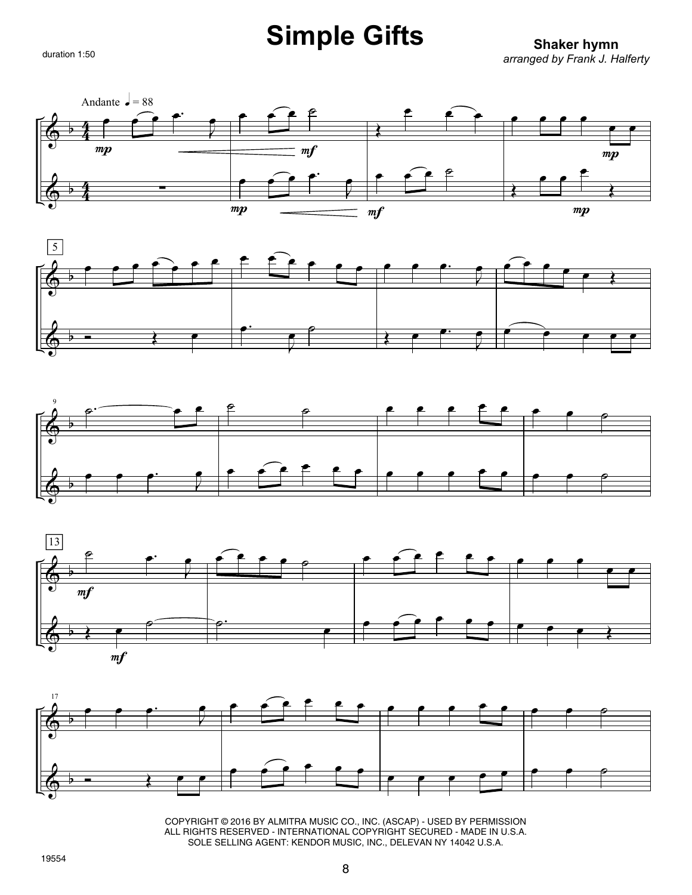# Simple Gifts

duration 1:50

**Shaker hymn**
*arranged by Frank J. Halferty*

Andante ♩ = 88

COPYRIGHT © 2016 BY ALMITRA MUSIC CO., INC. (ASCAP) - USED BY PERMISSION
ALL RIGHTS RESERVED - INTERNATIONAL COPYRIGHT SECURED - MADE IN U.S.A.
SOLE SELLING AGENT: KENDOR MUSIC, INC., DELEVAN NY 14042 U.S.A.

19554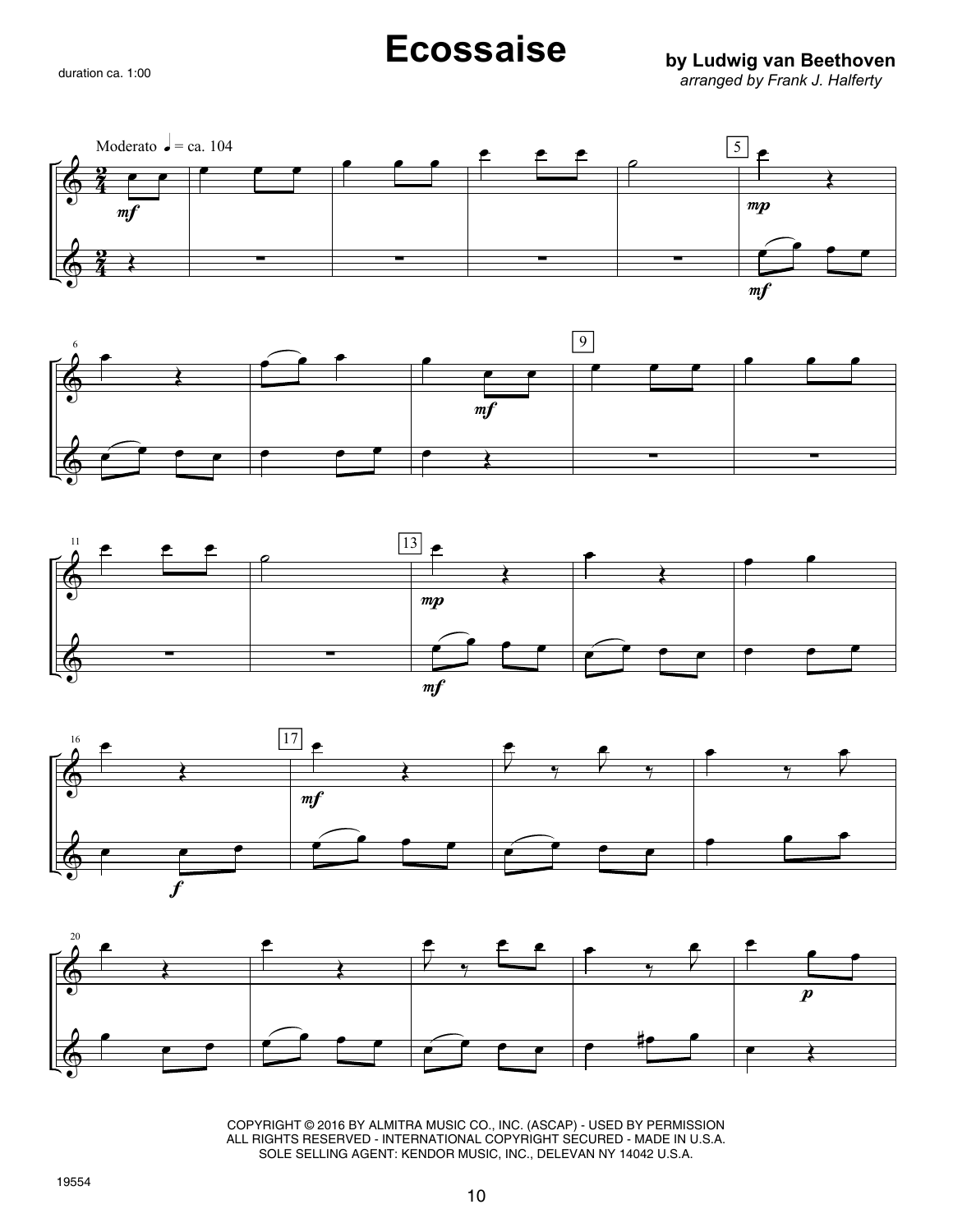# Ecossaise

duration ca. 1:00

**by Ludwig van Beethoven**
*arranged by Frank J. Halferty*

Moderato ♩ = ca. 104

COPYRIGHT © 2016 BY ALMITRA MUSIC CO., INC. (ASCAP) - USED BY PERMISSION
ALL RIGHTS RESERVED - INTERNATIONAL COPYRIGHT SECURED - MADE IN U.S.A.
SOLE SELLING AGENT: KENDOR MUSIC, INC., DELEVAN NY 14042 U.S.A.

19554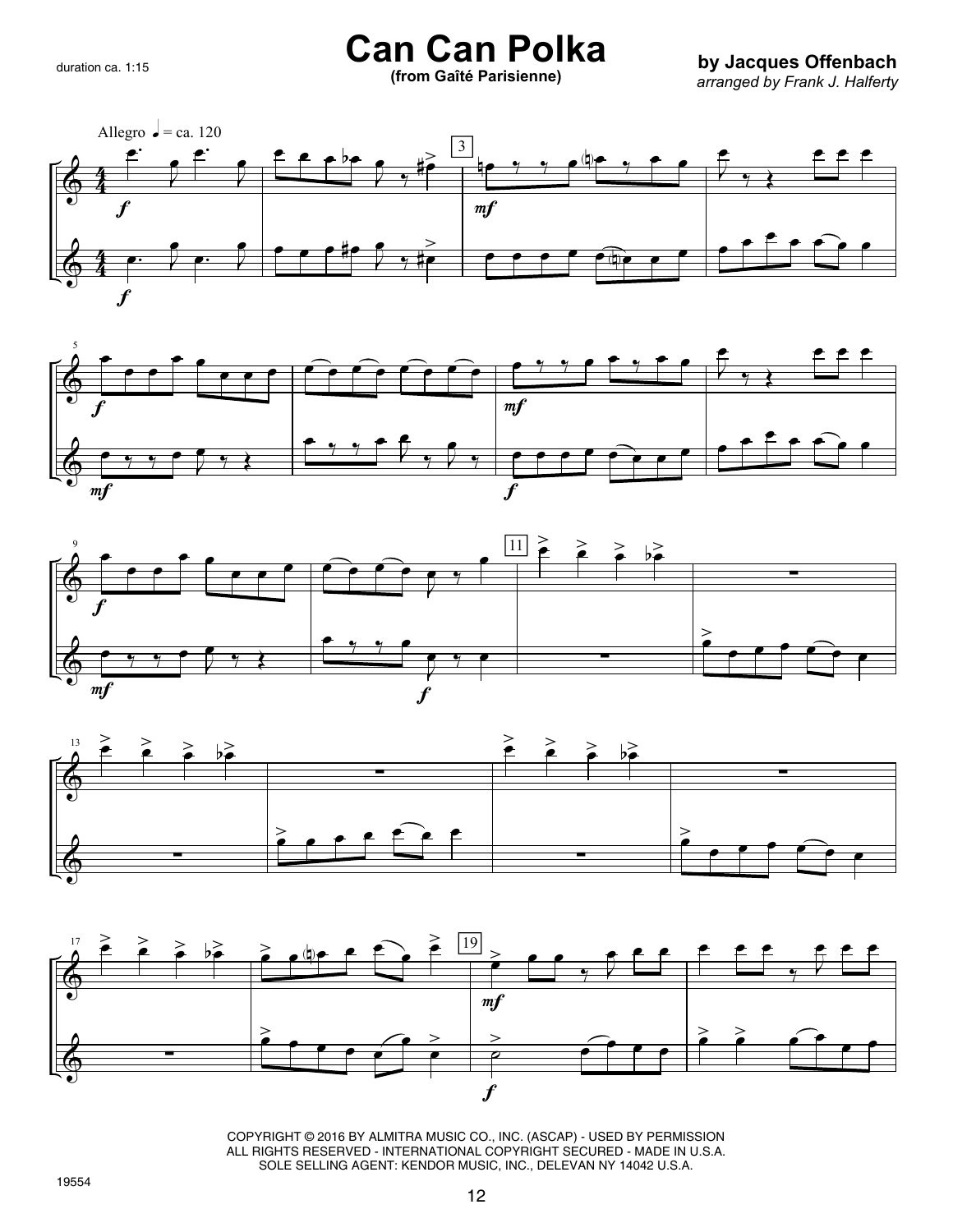duration ca. 1:15

# Can Can Polka

**(from Gaîté Parisienne)**

**by Jacques Offenbach**

*arranged by Frank J. Halferty*

Allegro ♩ = ca. 120

COPYRIGHT © 2016 BY ALMITRA MUSIC CO., INC. (ASCAP) - USED BY PERMISSION
ALL RIGHTS RESERVED - INTERNATIONAL COPYRIGHT SECURED - MADE IN U.S.A.
SOLE SELLING AGENT: KENDOR MUSIC, INC., DELEVAN NY 14042 U.S.A.

19554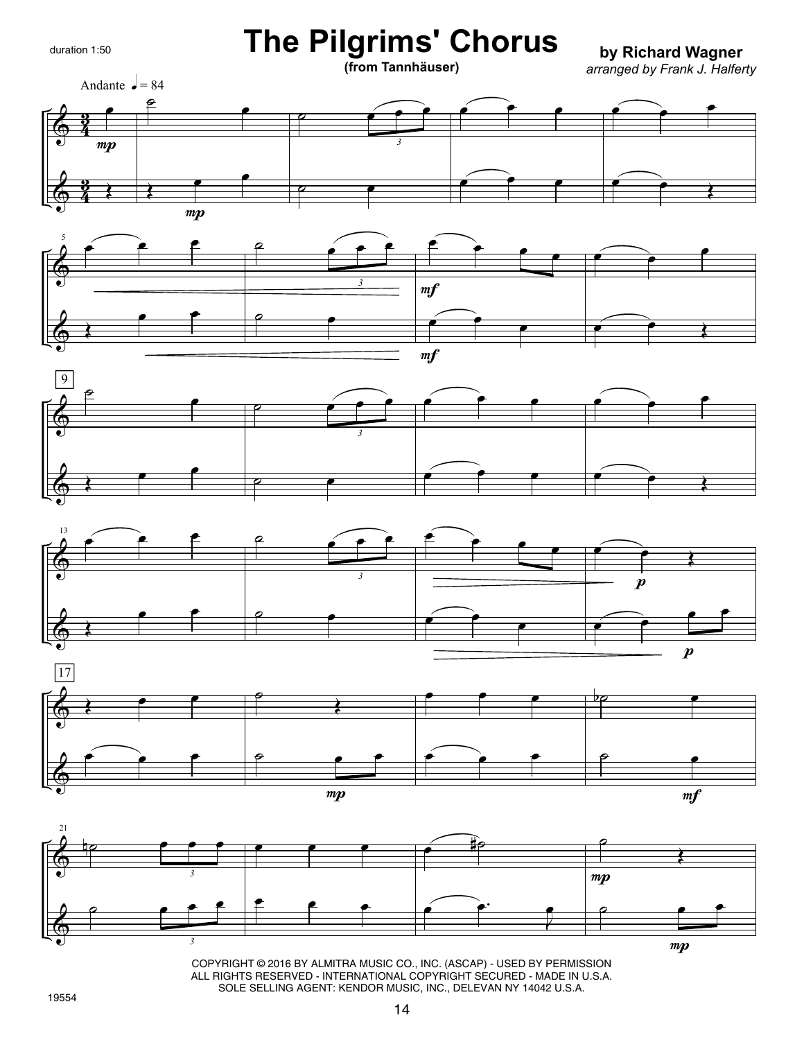duration 1:50

# The Pilgrims' Chorus

**(from Tannhäuser)**

**by Richard Wagner**

*arranged by Frank J. Halferty*

Andante ♩= 84

COPYRIGHT © 2016 BY ALMITRA MUSIC CO., INC. (ASCAP) - USED BY PERMISSION
ALL RIGHTS RESERVED - INTERNATIONAL COPYRIGHT SECURED - MADE IN U.S.A.
SOLE SELLING AGENT: KENDOR MUSIC, INC., DELEVAN NY 14042 U.S.A.

19554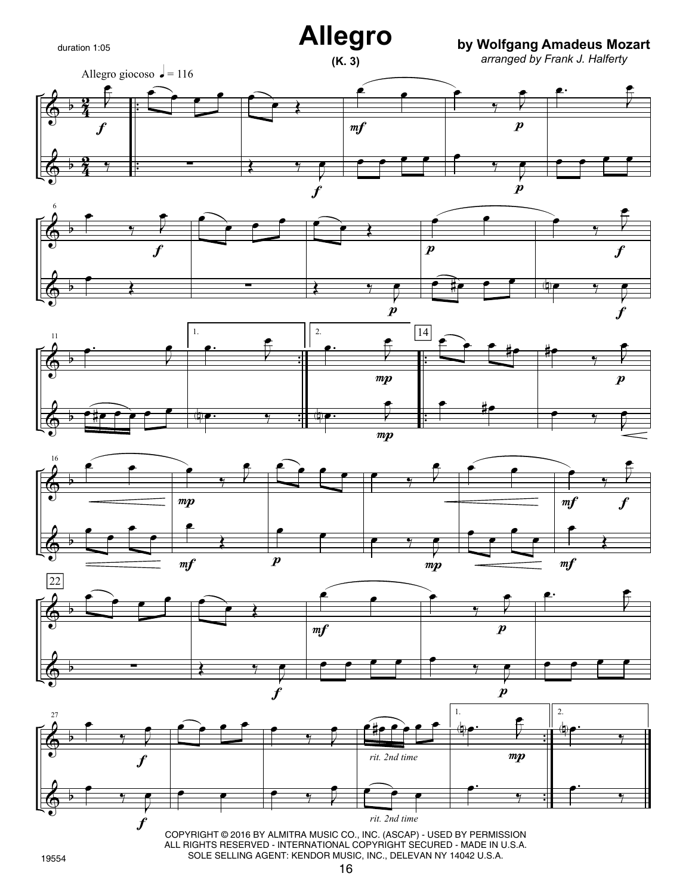duration 1:05

# Allegro

**(K. 3)**

**by Wolfgang Amadeus Mozart**

*arranged by Frank J. Halferty*

COPYRIGHT © 2016 BY ALMITRA MUSIC CO., INC. (ASCAP) - USED BY PERMISSION
ALL RIGHTS RESERVED - INTERNATIONAL COPYRIGHT SECURED - MADE IN U.S.A.
SOLE SELLING AGENT: KENDOR MUSIC, INC., DELEVAN NY 14042 U.S.A.

19554